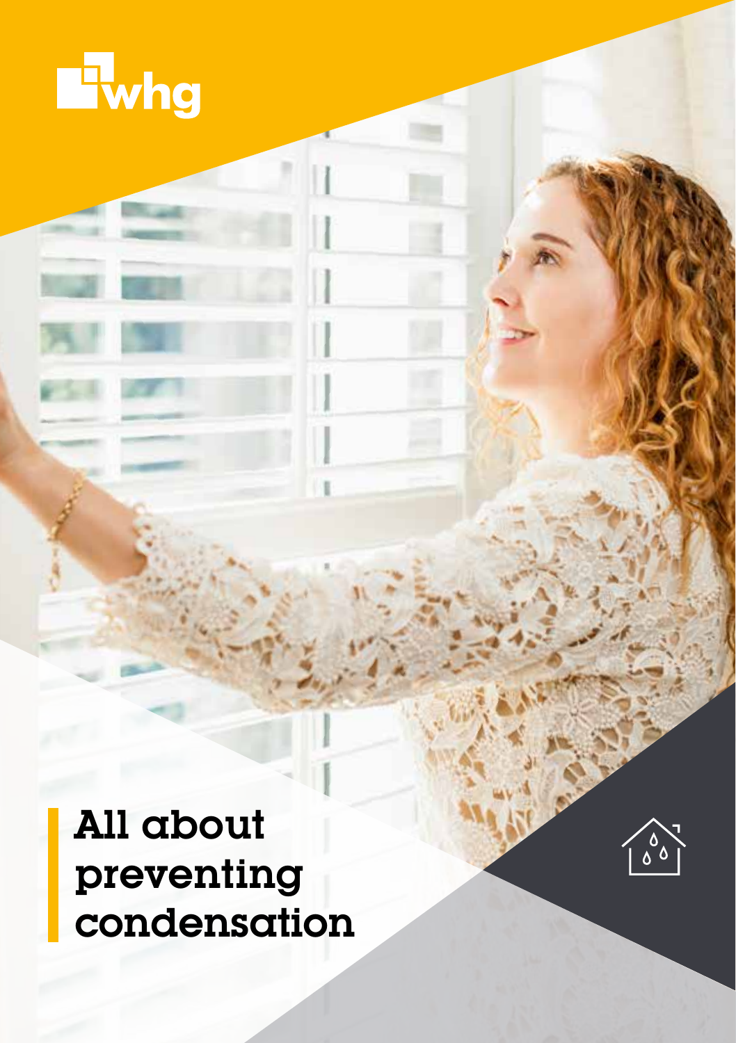whg

# All about preventing condensation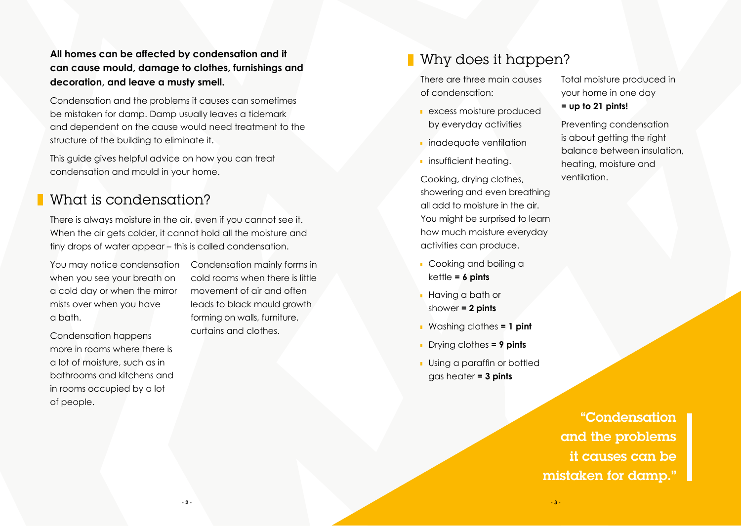**All homes can be affected by condensation and it can cause mould, damage to clothes, furnishings and decoration, and leave a musty smell.**

Condensation and the problems it causes can sometimes be mistaken for damp. Damp usually leaves a tidemark and dependent on the cause would need treatment to the structure of the building to eliminate it.

This guide gives helpful advice on how you can treat condensation and mould in your home.

## What is condensation?

There is always moisture in the air, even if you cannot see it. When the air gets colder, it cannot hold all the moisture and tiny drops of water appear – this is called condensation.

You may notice condensation when you see your breath on a cold day or when the mirror mists over when you have a bath.

Condensation happens more in rooms where there is a lot of moisture, such as in bathrooms and kitchens and in rooms occupied by a lot of people.

Condensation mainly forms in cold rooms when there is little movement of air and often leads to black mould growth forming on walls, furniture, curtains and clothes.

## Why does it happen?

There are three main causes of condensation:

- excess moisture produced by everyday activities
- inadequate ventilation
- insufficient heating.

Cooking, drying clothes, showering and even breathing all add to moisture in the air. You might be surprised to learn how much moisture everyday activities can produce.

- Cooking and boiling a kettle **= 6 pints**
- Having a bath or shower **= 2 pints**
- Washing clothes **= 1 pint**
- Drying clothes **= 9 pints**
- Using a paraffin or bottled gas heater **= 3 pints**

Total moisture produced in your home in one day **= up to 21 pints!**

Preventing condensation is about getting the right balance between insulation, heating, moisture and ventilation.

"Condensation and the problems it causes can be mistaken for damp."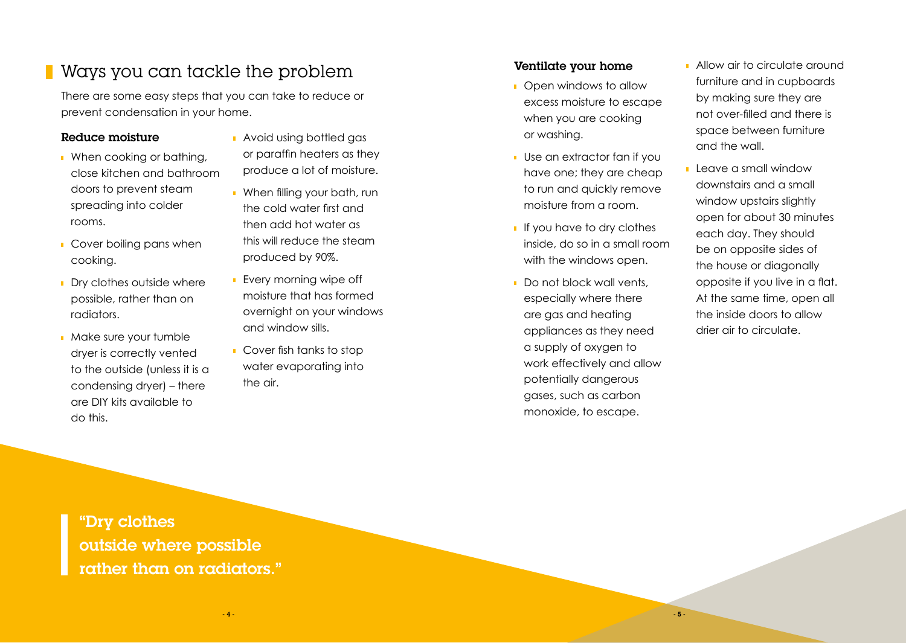## Ways you can tackle the problem

There are some easy steps that you can take to reduce or prevent condensation in your home.

### Reduce moisture

- When cooking or bathing, close kitchen and bathroom doors to prevent steam spreading into colder rooms.
- Cover boiling pans when cooking.
- Dry clothes outside where possible, rather than on radiators.
- Make sure your tumble dryer is correctly vented to the outside (unless it is a condensing dryer) – there are DIY kits available to do this.
- Avoid using bottled gas or paraffin heaters as they produce a lot of moisture.
- When filling your bath, run the cold water first and then add hot water as this will reduce the steam produced by 90%.
- Every morning wipe off moisture that has formed overnight on your windows and window sills.
- Cover fish tanks to stop water evaporating into the air.

### Ventilate your home

- Open windows to allow excess moisture to escape when you are cooking or washing.
- Use an extractor fan if you have one; they are cheap to run and quickly remove moisture from a room.
- If you have to dry clothes inside, do so in a small room with the windows open.
- Do not block wall vents, especially where there are gas and heating appliances as they need a supply of oxygen to work effectively and allow potentially dangerous gases, such as carbon monoxide, to escape.
- Allow air to circulate around furniture and in cupboards by making sure they are not over-filled and there is space between furniture and the wall.
- Leave a small window downstairs and a small window upstairs slightly open for about 30 minutes each day. They should be on opposite sides of the house or diagonally opposite if you live in a flat. At the same time, open all the inside doors to allow drier air to circulate.

> "Dry clothes outside where possible rather than on radiators."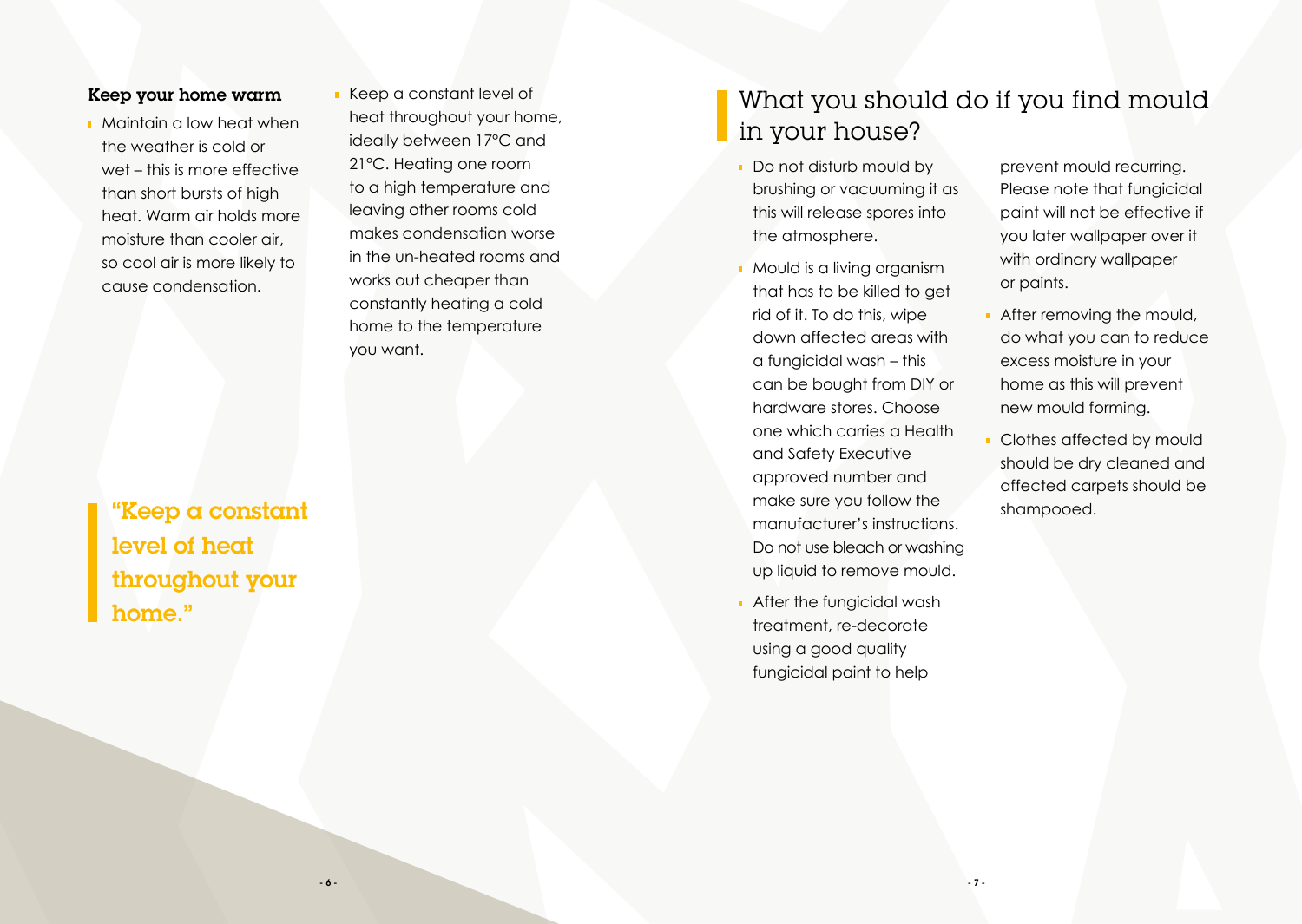### Keep your home warm

- Maintain a low heat when the weather is cold or wet – this is more effective than short bursts of high heat. Warm air holds more moisture than cooler air, so cool air is more likely to cause condensation.
- Keep a constant level of heat throughout your home, ideally between 17°C and 21°C. Heating one room to a high temperature and leaving other rooms cold makes condensation worse in the un-heated rooms and works out cheaper than constantly heating a cold home to the temperature you want.

> **"Keep a constant level of heat throughout your home."**

## What you should do if you find mould in your house?

- Do not disturb mould by brushing or vacuuming it as this will release spores into the atmosphere.
- Mould is a living organism that has to be killed to get rid of it. To do this, wipe down affected areas with a fungicidal wash – this can be bought from DIY or hardware stores. Choose one which carries a Health and Safety Executive approved number and make sure you follow the manufacturer's instructions. Do not use bleach or washing up liquid to remove mould.
- After the fungicidal wash treatment, re-decorate using a good quality fungicidal paint to help prevent mould recurring. Please note that fungicidal paint will not be effective if you later wallpaper over it with ordinary wallpaper or paints.
- After removing the mould, do what you can to reduce excess moisture in your home as this will prevent new mould forming.
- Clothes affected by mould should be dry cleaned and affected carpets should be shampooed.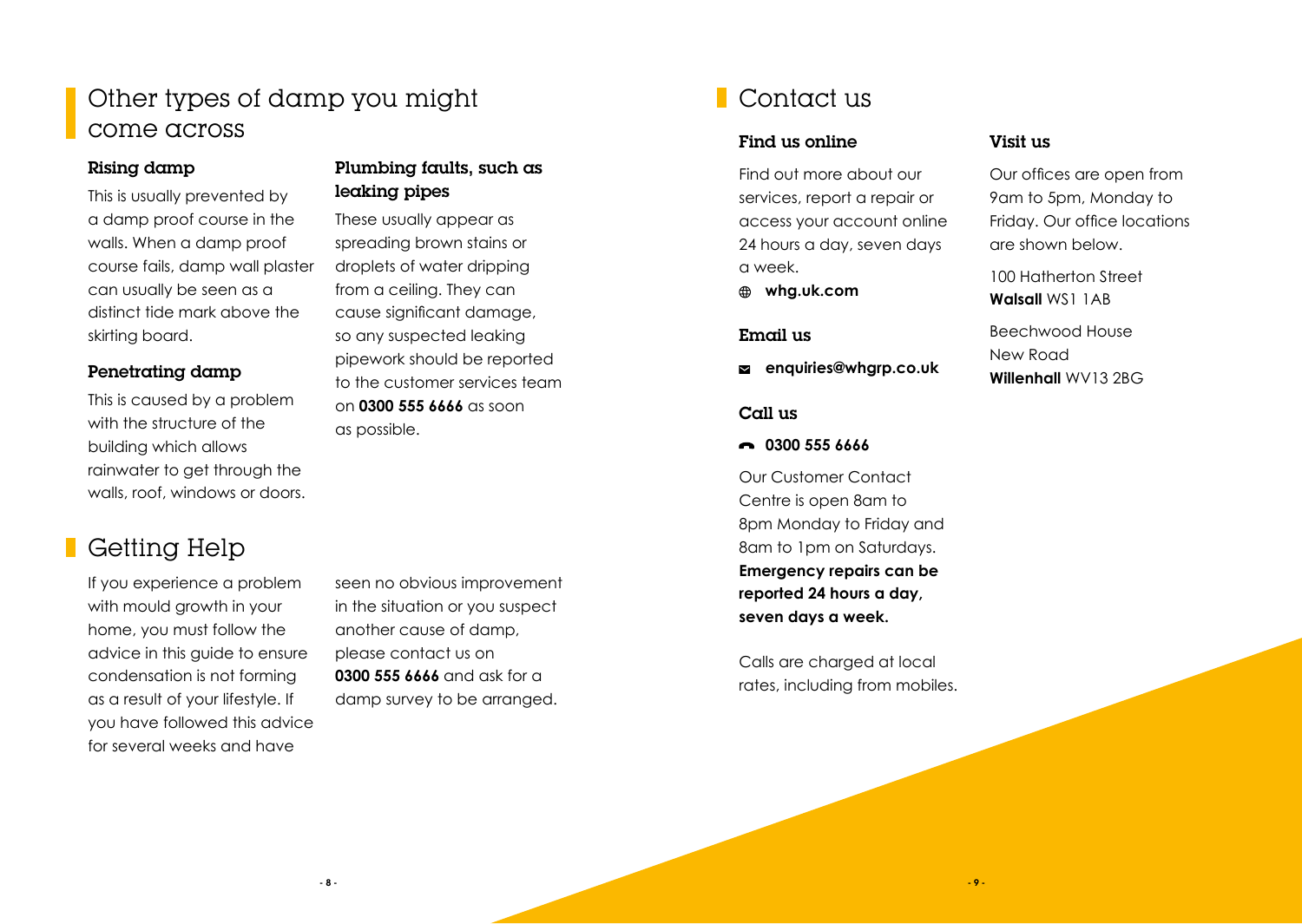## Other types of damp you might come across

### Rising damp

This is usually prevented by a damp proof course in the walls. When a damp proof course fails, damp wall plaster can usually be seen as a distinct tide mark above the skirting board.

### Penetrating damp

This is caused by a problem with the structure of the building which allows rainwater to get through the walls, roof, windows or doors.

### Plumbing faults, such as leaking pipes

These usually appear as spreading brown stains or droplets of water dripping from a ceiling. They can cause significant damage, so any suspected leaking pipework should be reported to the customer services team on **0300 555 6666** as soon as possible.

## Getting Help

If you experience a problem with mould growth in your home, you must follow the advice in this guide to ensure condensation is not forming as a result of your lifestyle. If you have followed this advice for several weeks and have seen no obvious improvement in the situation or you suspect another cause of damp, please contact us on **0300 555 6666** and ask for a damp survey to be arranged.

## Contact us

### Find us online

Find out more about our services, report a repair or access your account online 24 hours a day, seven days a week.

**whg.uk.com**

### Email us

**enquiries@whgrp.co.uk**

### Call us

**0300 555 6666**

Our Customer Contact Centre is open 8am to 8pm Monday to Friday and 8am to 1pm on Saturdays. **Emergency repairs can be reported 24 hours a day, seven days a week.**

Calls are charged at local rates, including from mobiles.

### Visit us

Our offices are open from 9am to 5pm, Monday to Friday. Our office locations are shown below.

100 Hatherton Street
**Walsall** WS1 1AB

Beechwood House
New Road
**Willenhall** WV13 2BG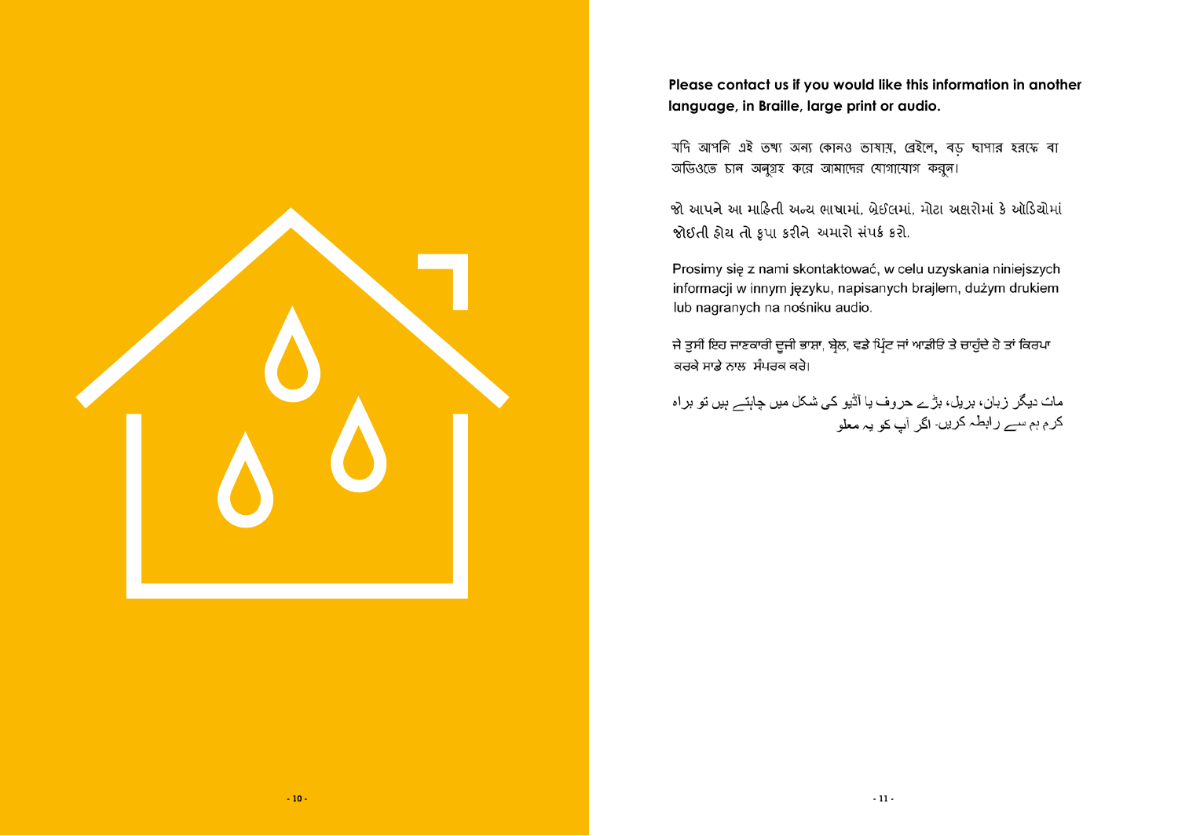**Please contact us if you would like this information in another language, in Braille, large print or audio.**

যদি আপনি এই তথ্য অন্য কোনও ভাষায়, ব্রেইলে, বড় ছাপার হরফে বা অডিওতে চান অনুগ্রহ করে আমাদের যোগাযোগ করুন।

જો આપને આ માહિતી અન્ય ભાષામાં, બ્રેઈલમાં, મોટા અક્ષરોમાં કે ઓડિયોમાં જોઈતી હોય તો કૃપા કરીને અમારો સંપર્ક કરો.

Prosimy się z nami skontaktować, w celu uzyskania niniejszych informacji w innym języku, napisanych brajlem, dużym drukiem lub nagranych na nośniku audio.

ਜੇ ਤੁਸੀਂ ਇਹ ਜਾਣਕਾਰੀ ਦੂਜੀ ਭਾਸ਼ਾ, ਬ੍ਰੇਲ, ਵਡੇ ਪ੍ਰਿੰਟ ਜਾਂ ਆਡੀਓ ਤੇ ਚਾਹੁੰਦੇ ਹੋ ਤਾਂ ਕਿਰਪਾ ਕਰਕੇ ਸਾਡੇ ਨਾਲ ਸੰਪਰਕ ਕਰੋ।

ماٹ دیگر زبان، بریل، بڑے حروف یا آڈیو کی شکل میں چاہتے ہیں تو براہ کرم ہم سے رابطہ کریں۔ اگر آپ کو یہ معلو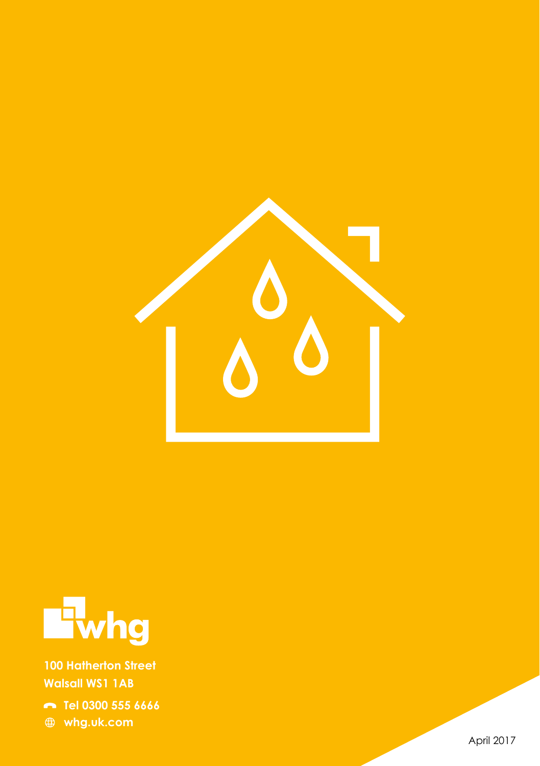whg

100 Hatherton Street
Walsall WS1 1AB

Tel 0300 555 6666

whg.uk.com

April 2017